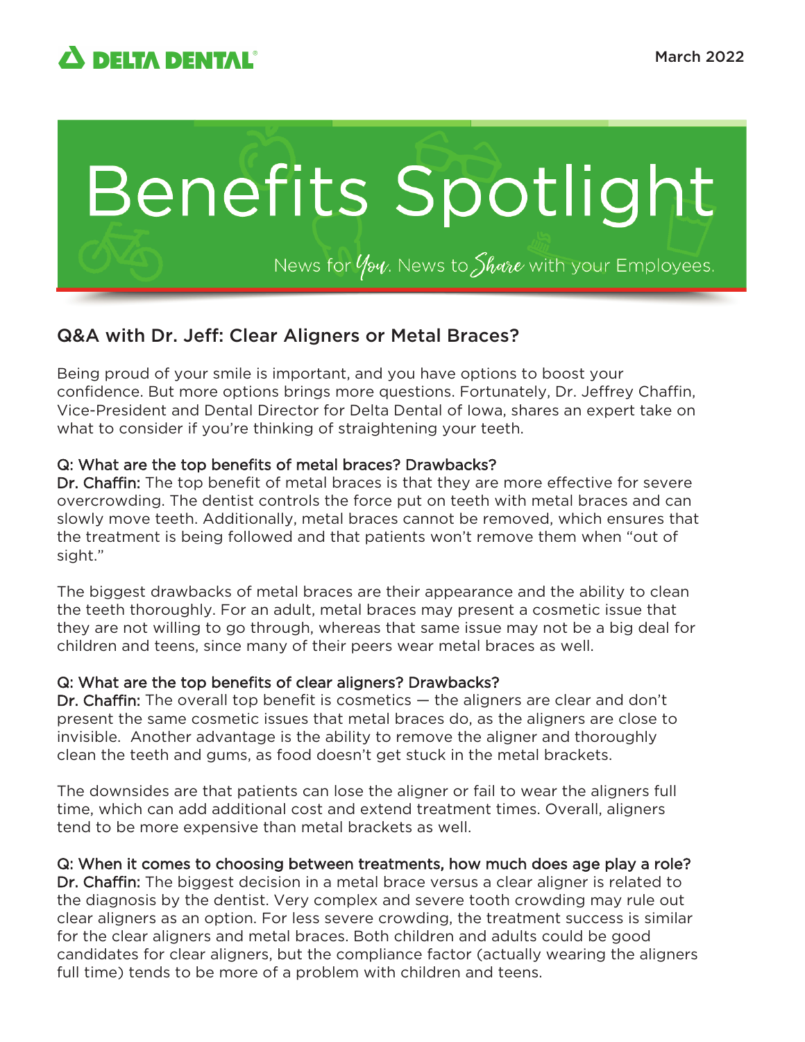DELTA DENTAL

March 2022

# Benefits Spotlight

News for *You*. News to *Share* with your Employees.

## Q&A with Dr. Jeff: Clear Aligners or Metal Braces?

Being proud of your smile is important, and you have options to boost your confidence. But more options brings more questions. Fortunately, Dr. Jeffrey Chaffin, Vice-President and Dental Director for Delta Dental of Iowa, shares an expert take on what to consider if you're thinking of straightening your teeth.

**Q: What are the top benefits of metal braces? Drawbacks?**

**Dr. Chaffin:** The top benefit of metal braces is that they are more effective for severe overcrowding. The dentist controls the force put on teeth with metal braces and can slowly move teeth. Additionally, metal braces cannot be removed, which ensures that the treatment is being followed and that patients won't remove them when "out of sight."

The biggest drawbacks of metal braces are their appearance and the ability to clean the teeth thoroughly. For an adult, metal braces may present a cosmetic issue that they are not willing to go through, whereas that same issue may not be a big deal for children and teens, since many of their peers wear metal braces as well.

**Q: What are the top benefits of clear aligners? Drawbacks?**

**Dr. Chaffin:** The overall top benefit is cosmetics — the aligners are clear and don't present the same cosmetic issues that metal braces do, as the aligners are close to invisible. Another advantage is the ability to remove the aligner and thoroughly clean the teeth and gums, as food doesn't get stuck in the metal brackets.

The downsides are that patients can lose the aligner or fail to wear the aligners full time, which can add additional cost and extend treatment times. Overall, aligners tend to be more expensive than metal brackets as well.

**Q: When it comes to choosing between treatments, how much does age play a role?**

**Dr. Chaffin:** The biggest decision in a metal brace versus a clear aligner is related to the diagnosis by the dentist. Very complex and severe tooth crowding may rule out clear aligners as an option. For less severe crowding, the treatment success is similar for the clear aligners and metal braces. Both children and adults could be good candidates for clear aligners, but the compliance factor (actually wearing the aligners full time) tends to be more of a problem with children and teens.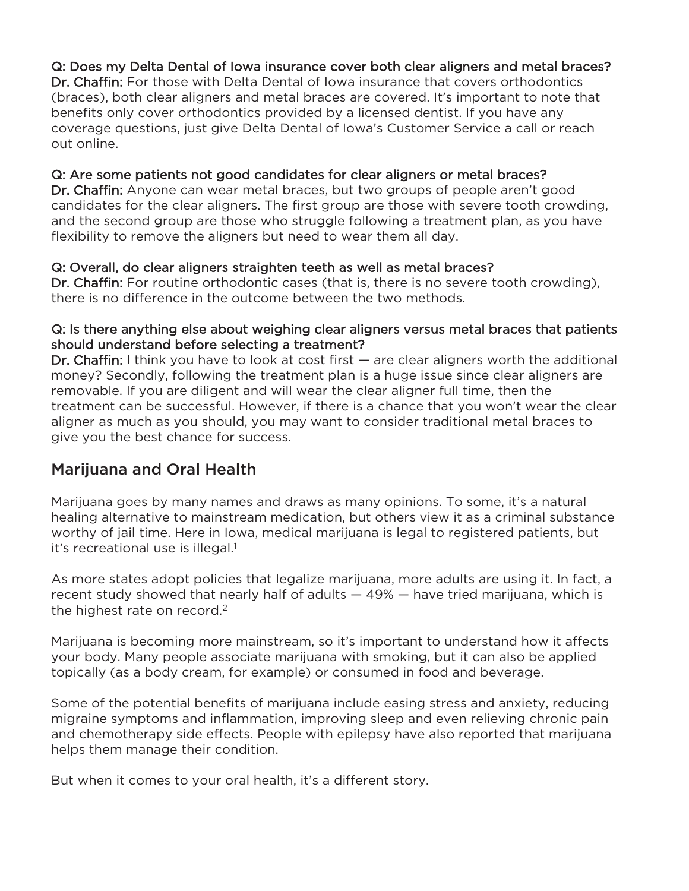**Q: Does my Delta Dental of Iowa insurance cover both clear aligners and metal braces?**
**Dr. Chaffin:** For those with Delta Dental of Iowa insurance that covers orthodontics (braces), both clear aligners and metal braces are covered. It's important to note that benefits only cover orthodontics provided by a licensed dentist. If you have any coverage questions, just give Delta Dental of Iowa's Customer Service a call or reach out online.

**Q: Are some patients not good candidates for clear aligners or metal braces?**
**Dr. Chaffin:** Anyone can wear metal braces, but two groups of people aren't good candidates for the clear aligners. The first group are those with severe tooth crowding, and the second group are those who struggle following a treatment plan, as you have flexibility to remove the aligners but need to wear them all day.

**Q: Overall, do clear aligners straighten teeth as well as metal braces?**
**Dr. Chaffin:** For routine orthodontic cases (that is, there is no severe tooth crowding), there is no difference in the outcome between the two methods.

**Q: Is there anything else about weighing clear aligners versus metal braces that patients should understand before selecting a treatment?**
**Dr. Chaffin:** I think you have to look at cost first — are clear aligners worth the additional money? Secondly, following the treatment plan is a huge issue since clear aligners are removable. If you are diligent and will wear the clear aligner full time, then the treatment can be successful. However, if there is a chance that you won't wear the clear aligner as much as you should, you may want to consider traditional metal braces to give you the best chance for success.

## Marijuana and Oral Health

Marijuana goes by many names and draws as many opinions. To some, it's a natural healing alternative to mainstream medication, but others view it as a criminal substance worthy of jail time. Here in Iowa, medical marijuana is legal to registered patients, but it's recreational use is illegal.[1]

As more states adopt policies that legalize marijuana, more adults are using it. In fact, a recent study showed that nearly half of adults — 49% — have tried marijuana, which is the highest rate on record.[2]

Marijuana is becoming more mainstream, so it's important to understand how it affects your body. Many people associate marijuana with smoking, but it can also be applied topically (as a body cream, for example) or consumed in food and beverage.

Some of the potential benefits of marijuana include easing stress and anxiety, reducing migraine symptoms and inflammation, improving sleep and even relieving chronic pain and chemotherapy side effects. People with epilepsy have also reported that marijuana helps them manage their condition.

But when it comes to your oral health, it's a different story.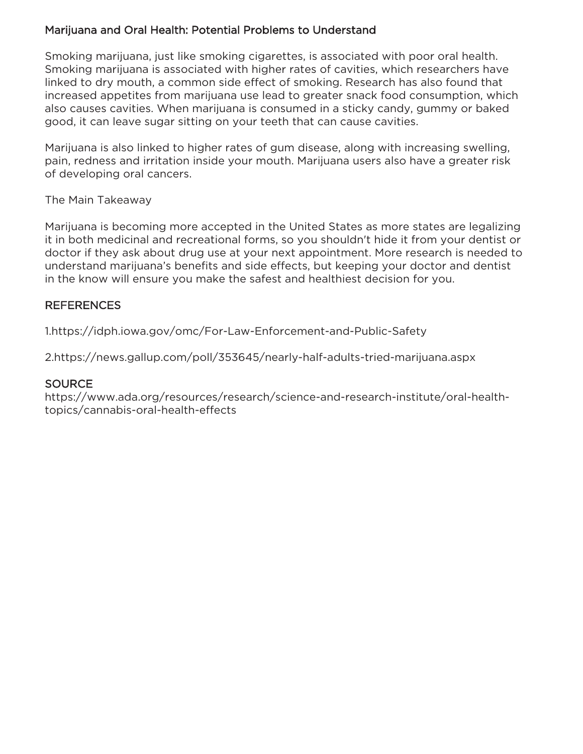## Marijuana and Oral Health: Potential Problems to Understand

Smoking marijuana, just like smoking cigarettes, is associated with poor oral health. Smoking marijuana is associated with higher rates of cavities, which researchers have linked to dry mouth, a common side effect of smoking. Research has also found that increased appetites from marijuana use lead to greater snack food consumption, which also causes cavities. When marijuana is consumed in a sticky candy, gummy or baked good, it can leave sugar sitting on your teeth that can cause cavities.

Marijuana is also linked to higher rates of gum disease, along with increasing swelling, pain, redness and irritation inside your mouth. Marijuana users also have a greater risk of developing oral cancers.

The Main Takeaway

Marijuana is becoming more accepted in the United States as more states are legalizing it in both medicinal and recreational forms, so you shouldn't hide it from your dentist or doctor if they ask about drug use at your next appointment. More research is needed to understand marijuana's benefits and side effects, but keeping your doctor and dentist in the know will ensure you make the safest and healthiest decision for you.

## REFERENCES

1.https://idph.iowa.gov/omc/For-Law-Enforcement-and-Public-Safety

2.https://news.gallup.com/poll/353645/nearly-half-adults-tried-marijuana.aspx

## SOURCE

https://www.ada.org/resources/research/science-and-research-institute/oral-health-topics/cannabis-oral-health-effects